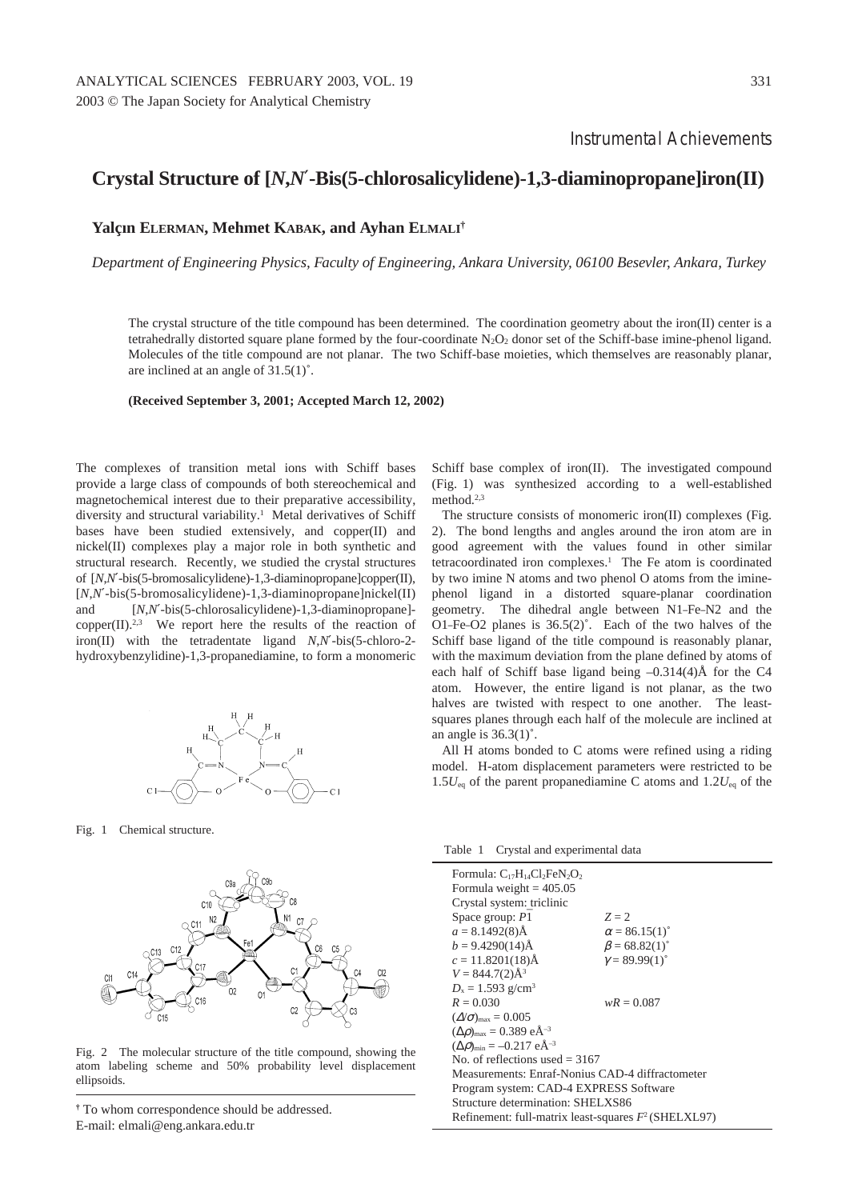Instrumental Achievements

# Crystal Structure of [*N*,*N*′-Bis(5-chlorosalicylidene)-1,3-diaminopropane]iron(II)

**Yalçın ELERMAN, Mehmet KABAK, and Ayhan ELMALI**†

*Department of Engineering Physics, Faculty of Engineering, Ankara University, 06100 Besevler, Ankara, Turkey*

The crystal structure of the title compound has been determined. The coordination geometry about the iron(II) center is a tetrahedrally distorted square plane formed by the four-coordinate $N_2O_2$ donor set of the Schiff-base imine-phenol ligand. Molecules of the title compound are not planar. The two Schiff-base moieties, which themselves are reasonably planar, are inclined at an angle of 31.5(1)˚.

**(Received September 3, 2001; Accepted March 12, 2002)**

The complexes of transition metal ions with Schiff bases provide a large class of compounds of both stereochemical and magnetochemical interest due to their preparative accessibility, diversity and structural variability.[1] Metal derivatives of Schiff bases have been studied extensively, and copper(II) and nickel(II) complexes play a major role in both synthetic and structural research. Recently, we studied the crystal structures of [*N*,*N*′-bis(5-bromosalicylidene)-1,3-diaminopropane]copper(II), [*N*,*N*′-bis(5-bromosalicylidene)-1,3-diaminopropane]nickel(II) and [*N*,*N*′-bis(5-chlorosalicylidene)-1,3-diaminopropane]-copper(II).[2,3] We report here the results of the reaction of iron(II) with the tetradentate ligand *N*,*N*′-bis(5-chloro-2-hydroxybenzylidine)-1,3-propanediamine, to form a monomeric Schiff base complex of iron(II). The investigated compound (Fig. 1) was synthesized according to a well-established method.[2,3]

Fig. 1 Chemical structure.

Fig. 2 The molecular structure of the title compound, showing the atom labeling scheme and 50% probability level displacement ellipsoids.

The structure consists of monomeric iron(II) complexes (Fig. 2). The bond lengths and angles around the iron atom are in good agreement with the values found in other similar tetracoordinated iron complexes.[1] The Fe atom is coordinated by two imine N atoms and two phenol O atoms from the imine-phenol ligand in a distorted square-planar coordination geometry. The dihedral angle between N1–Fe–N2 and the O1–Fe–O2 planes is 36.5(2)˚. Each of the two halves of the Schiff base ligand of the title compound is reasonably planar, with the maximum deviation from the plane defined by atoms of each half of Schiff base ligand being –0.314(4)Å for the C4 atom. However, the entire ligand is not planar, as the two halves are twisted with respect to one another. The least-squares planes through each half of the molecule are inclined at an angle is 36.3(1)˚.

All H atoms bonded to C atoms were refined using a riding model. H-atom displacement parameters were restricted to be $1.5U_{eq}$ of the parent propanediamine C atoms and $1.2U_{eq}$ of the

Table 1 Crystal and experimental data

| | |
|---|---|
| Formula: $C_{17}H_{14}Cl_2FeN_2O_2$ | |
| Formula weight = 405.05 | |
| Crystal system: triclinic | |
| Space group: $P\bar{1}$ | $Z = 2$ |
| $a = 8.1492(8)$Å | $\alpha = 86.15(1)^\circ$ |
| $b = 9.4290(14)$Å | $\beta = 68.82(1)^\circ$ |
| $c = 11.8201(18)$Å | $\gamma = 89.99(1)^\circ$ |
| $V = 844.7(2)$Å$^3$ | |
| $D_x = 1.593$ g/cm$^3$ | |
| $R = 0.030$ | $wR = 0.087$ |
| $(\Delta/\sigma)_{max} = 0.005$ | |
| $(\Delta\rho)_{max} = 0.389$ eÅ$^{-3}$ | |
| $(\Delta\rho)_{min} = -0.217$ eÅ$^{-3}$ | |
| No. of reflections used = 3167 | |
| Measurements: Enraf-Nonius CAD-4 diffractometer | |
| Program system: CAD-4 EXPRESS Software | |
| Structure determination: SHELXS86 | |
| Refinement: full-matrix least-squares $F^2$ (SHELXL97) | |

† To whom correspondence should be addressed.
E-mail: elmali@eng.ankara.edu.tr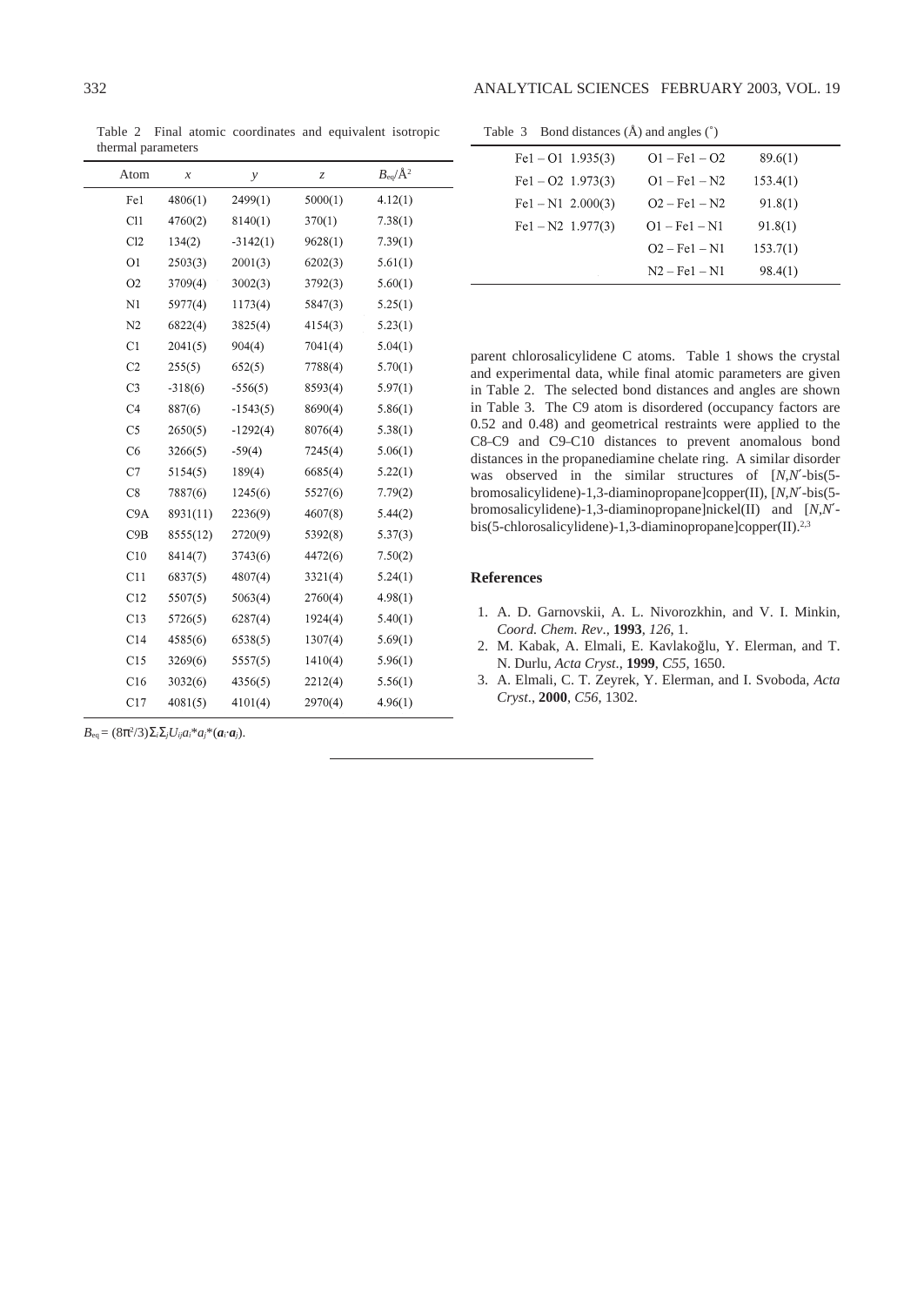Table 2 Final atomic coordinates and equivalent isotropic thermal parameters

| Atom | $x$ | $y$ | $z$ | $B_{eq}$/Å$^2$ |
|---|---|---|---|---|
| Fe1 | 4806(1) | 2499(1) | 5000(1) | 4.12(1) |
| Cl1 | 4760(2) | 8140(1) | 370(1) | 7.38(1) |
| Cl2 | 134(2) | -3142(1) | 9628(1) | 7.39(1) |
| O1 | 2503(3) | 2001(3) | 6202(3) | 5.61(1) |
| O2 | 3709(4) | 3002(3) | 3792(3) | 5.60(1) |
| N1 | 5977(4) | 1173(4) | 5847(3) | 5.25(1) |
| N2 | 6822(4) | 3825(4) | 4154(3) | 5.23(1) |
| C1 | 2041(5) | 904(4) | 7041(4) | 5.04(1) |
| C2 | 255(5) | 652(5) | 7788(4) | 5.70(1) |
| C3 | -318(6) | -556(5) | 8593(4) | 5.97(1) |
| C4 | 887(6) | -1543(5) | 8690(4) | 5.86(1) |
| C5 | 2650(5) | -1292(4) | 8076(4) | 5.38(1) |
| C6 | 3266(5) | -59(4) | 7245(4) | 5.06(1) |
| C7 | 5154(5) | 189(4) | 6685(4) | 5.22(1) |
| C8 | 7887(6) | 1245(6) | 5527(6) | 7.79(2) |
| C9A | 8931(11) | 2236(9) | 4607(8) | 5.44(2) |
| C9B | 8555(12) | 2720(9) | 5392(8) | 5.37(3) |
| C10 | 8414(7) | 3743(6) | 4472(6) | 7.50(2) |
| C11 | 6837(5) | 4807(4) | 3321(4) | 5.24(1) |
| C12 | 5507(5) | 5063(4) | 2760(4) | 4.98(1) |
| C13 | 5726(5) | 6287(4) | 1924(4) | 5.40(1) |
| C14 | 4585(6) | 6538(5) | 1307(4) | 5.69(1) |
| C15 | 3269(6) | 5557(5) | 1410(4) | 5.96(1) |
| C16 | 3032(6) | 4356(5) | 2212(4) | 5.56(1) |
| C17 | 4081(5) | 4101(4) | 2970(4) | 4.96(1) |

$B_{eq} = (8\pi^2/3)\Sigma_i\Sigma_j U_{ij} a_i^* a_j^* (\boldsymbol{a}_i \cdot \boldsymbol{a}_j)$.

Table 3 Bond distances (Å) and angles (˚)

| | | | |
|---|---|---|---|
| Fe1 – O1 | 1.935(3) | O1 – Fe1 – O2 | 89.6(1) |
| Fe1 – O2 | 1.973(3) | O1 – Fe1 – N2 | 153.4(1) |
| Fe1 – N1 | 2.000(3) | O2 – Fe1 – N2 | 91.8(1) |
| Fe1 – N2 | 1.977(3) | O1 – Fe1 – N1 | 91.8(1) |
| | | O2 – Fe1 – N1 | 153.7(1) |
| | | N2 – Fe1 – N1 | 98.4(1) |

parent chlorosalicylidene C atoms. Table 1 shows the crystal and experimental data, while final atomic parameters are given in Table 2. The selected bond distances and angles are shown in Table 3. The C9 atom is disordered (occupancy factors are 0.52 and 0.48) and geometrical restraints were applied to the C8–C9 and C9–C10 distances to prevent anomalous bond distances in the propanediamine chelate ring. A similar disorder was observed in the similar structures of [*N*,*N*′-bis(5-bromosalicylidene)-1,3-diaminopropane]copper(II), [*N*,*N*′-bis(5-bromosalicylidene)-1,3-diaminopropane]nickel(II) and [*N*,*N*′-bis(5-chlorosalicylidene)-1,3-diaminopropane]copper(II).[2,3]

## References

1. A. D. Garnovskii, A. L. Nivorozhkin, and V. I. Minkin, *Coord. Chem. Rev.*, **1993**, *126*, 1.
2. M. Kabak, A. Elmali, E. Kavlakoğlu, Y. Elerman, and T. N. Durlu, *Acta Cryst.*, **1999**, *C55*, 1650.
3. A. Elmali, C. T. Zeyrek, Y. Elerman, and I. Svoboda, *Acta Cryst.*, **2000**, *C56*, 1302.